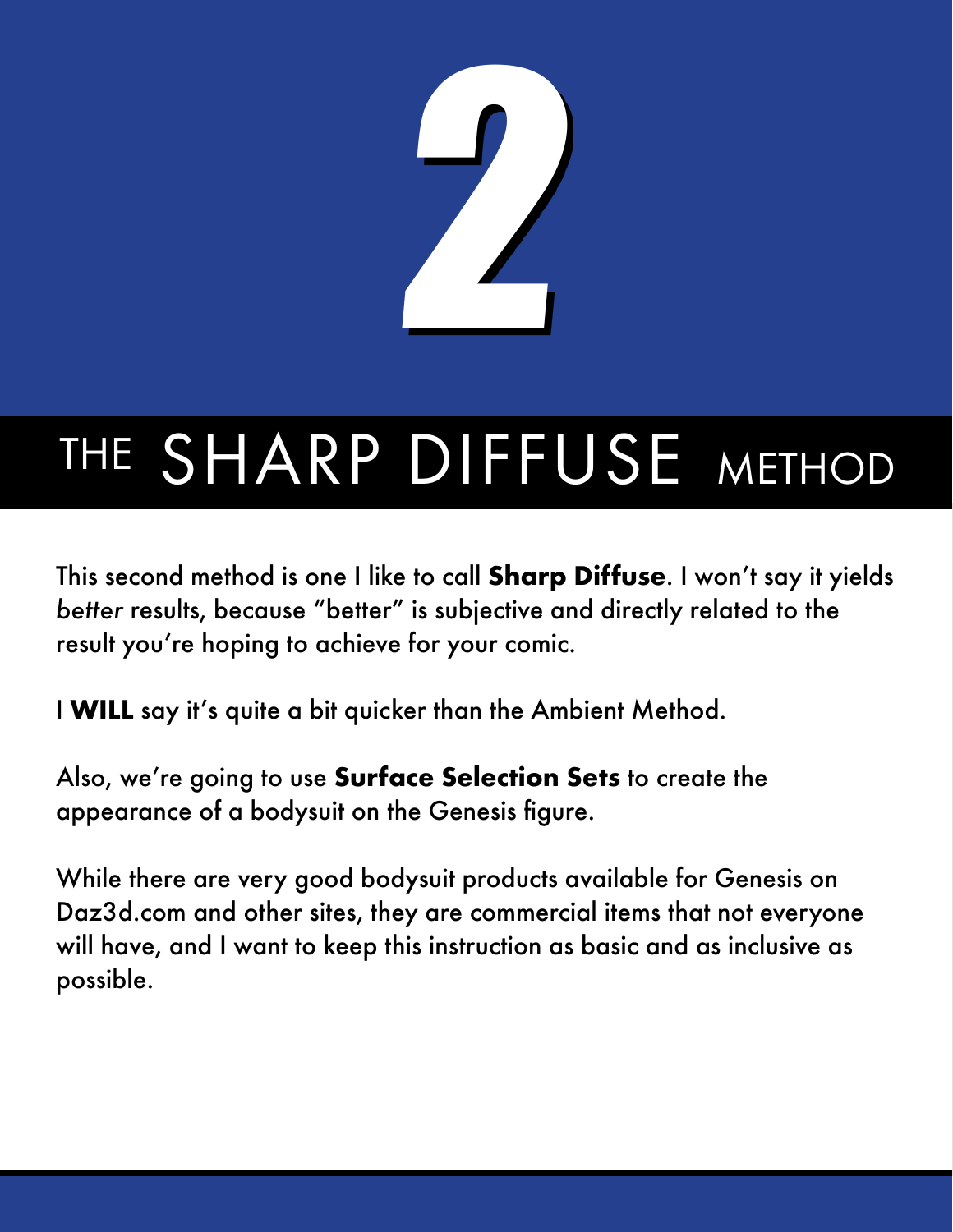# 2

# THE SHARP DIFFUSE METHOD

This second method is one I like to call **Sharp Diffuse**. I won't say it yields *better* results, because "better" is subjective and directly related to the result you're hoping to achieve for your comic.

I **WILL** say it's quite a bit quicker than the Ambient Method.

Also, we're going to use **Surface Selection Sets** to create the appearance of a bodysuit on the Genesis figure.

While there are very good bodysuit products available for Genesis on Daz3d.com and other sites, they are commercial items that not everyone will have, and I want to keep this instruction as basic and as inclusive as possible.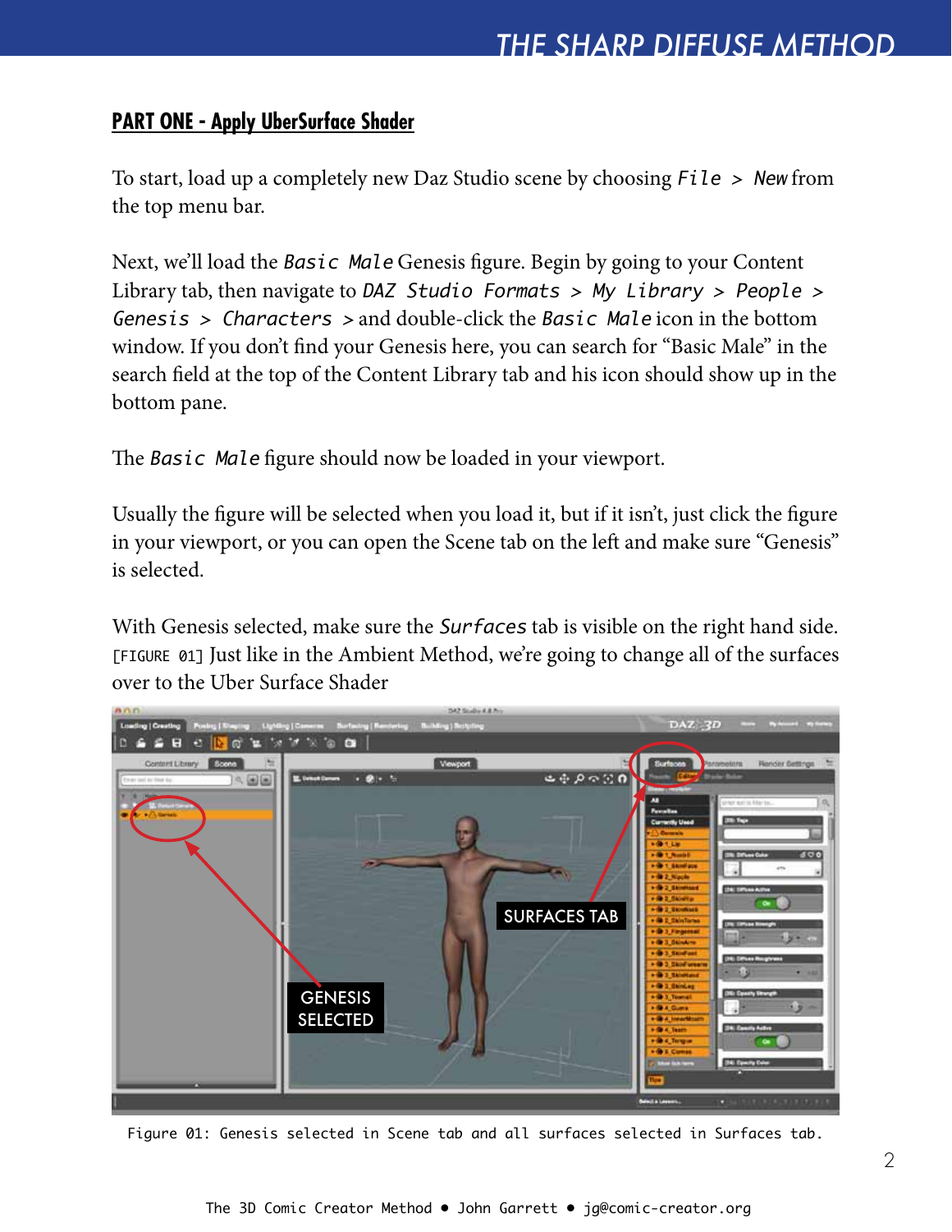## PART ONE - Apply UberSurface Shader

To start, load up a completely new Daz Studio scene by choosing `File > New` from the top menu bar.

Next, we'll load the `Basic Male` Genesis figure. Begin by going to your Content Library tab, then navigate to `DAZ Studio Formats > My Library > People > Genesis > Characters >` and double-click the `Basic Male` icon in the bottom window. If you don't find your Genesis here, you can search for "Basic Male" in the search field at the top of the Content Library tab and his icon should show up in the bottom pane.

The `Basic Male` figure should now be loaded in your viewport.

Usually the figure will be selected when you load it, but if it isn't, just click the figure in your viewport, or you can open the Scene tab on the left and make sure "Genesis" is selected.

With Genesis selected, make sure the `Surfaces` tab is visible on the right hand side. [FIGURE 01] Just like in the Ambient Method, we're going to change all of the surfaces over to the Uber Surface Shader

Figure 01: Genesis selected in Scene tab and all surfaces selected in Surfaces tab.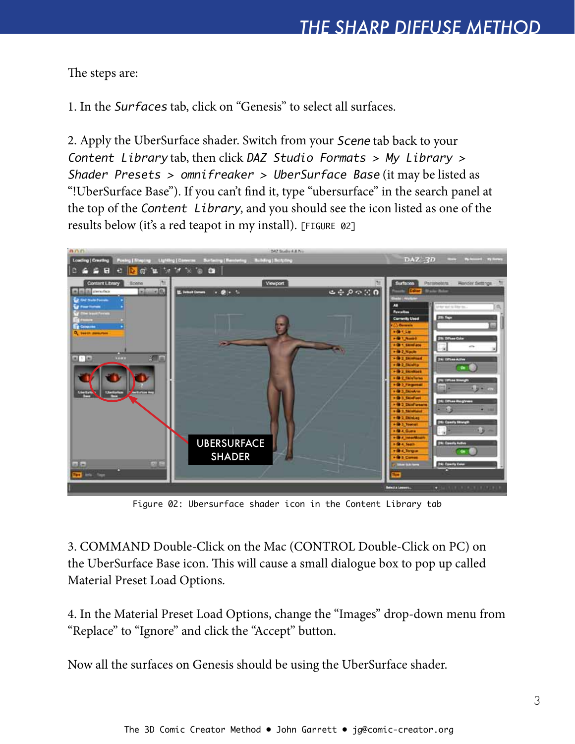The steps are:

1. In the `Surfaces` tab, click on "Genesis" to select all surfaces.

2. Apply the UberSurface shader. Switch from your `Scene` tab back to your `Content Library` tab, then click `DAZ Studio Formats > My Library > Shader Presets > omnifreaker > UberSurface Base` (it may be listed as "!UberSurface Base"). If you can't find it, type "ubersurface" in the search panel at the top of the `Content Library`, and you should see the icon listed as one of the results below (it's a red teapot in my install). [FIGURE 02]

Figure 02: Ubersurface shader icon in the Content Library tab

3. COMMAND Double-Click on the Mac (CONTROL Double-Click on PC) on the UberSurface Base icon. This will cause a small dialogue box to pop up called Material Preset Load Options.

4. In the Material Preset Load Options, change the "Images" drop-down menu from "Replace" to "Ignore" and click the "Accept" button.

Now all the surfaces on Genesis should be using the UberSurface shader.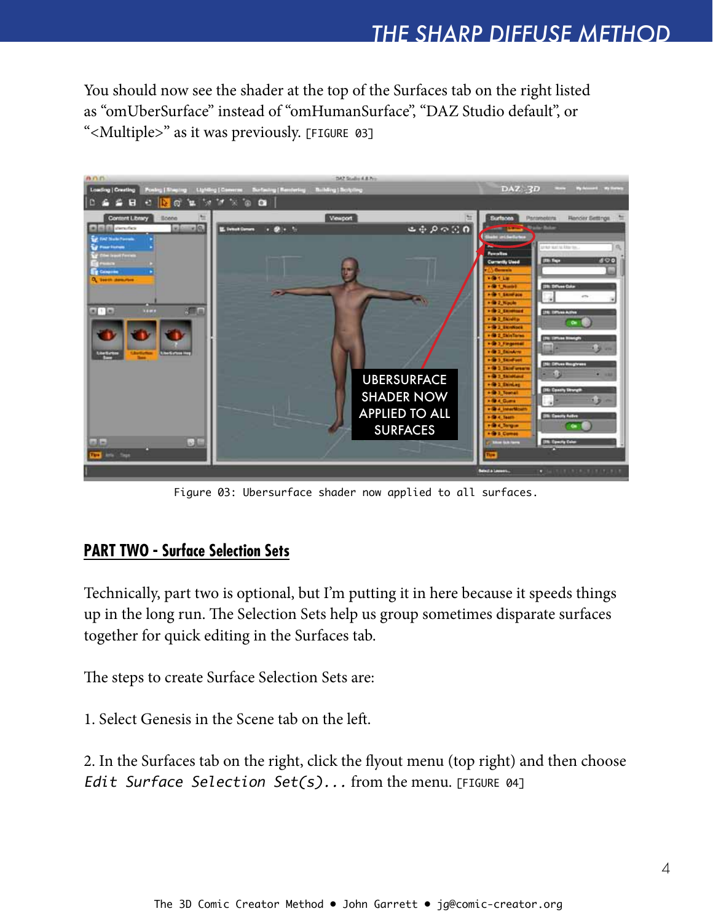You should now see the shader at the top of the Surfaces tab on the right listed as “omUberSurface” instead of “omHumanSurface”, “DAZ Studio default”, or “<Multiple>” as it was previously. [FIGURE 03]

Figure 03: Ubersurface shader now applied to all surfaces.

## PART TWO - Surface Selection Sets

Technically, part two is optional, but I’m putting it in here because it speeds things up in the long run. The Selection Sets help us group sometimes disparate surfaces together for quick editing in the Surfaces tab.

The steps to create Surface Selection Sets are:

1. Select Genesis in the Scene tab on the left.

2. In the Surfaces tab on the right, click the flyout menu (top right) and then choose *Edit Surface Selection Set(s)...* from the menu. [FIGURE 04]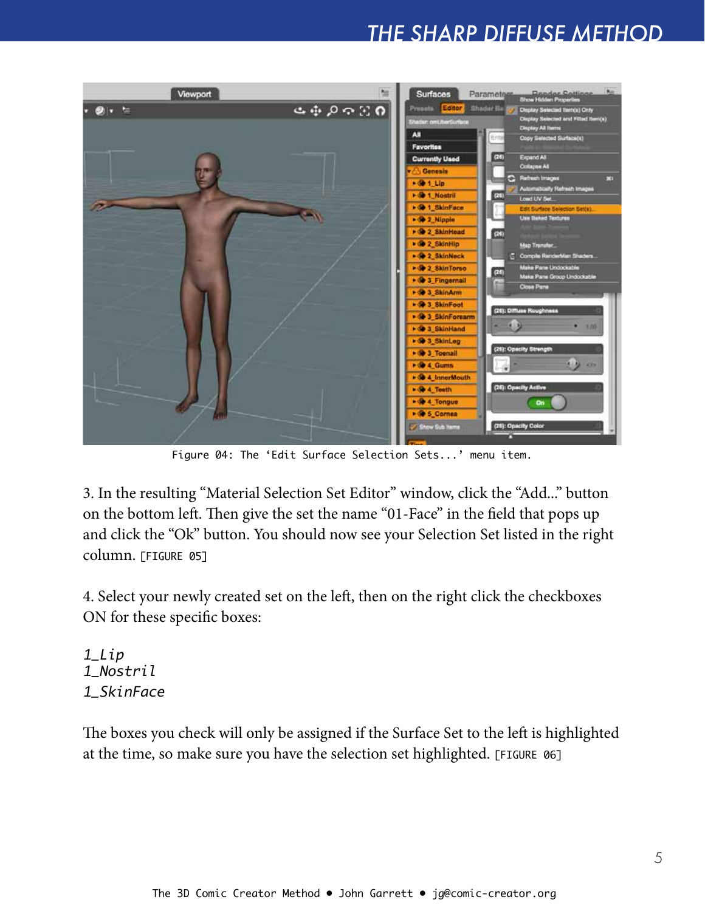Figure 04: The 'Edit Surface Selection Sets...' menu item.

3. In the resulting "Material Selection Set Editor" window, click the "Add..." button on the bottom left. Then give the set the name "01-Face" in the field that pops up and click the "Ok" button. You should now see your Selection Set listed in the right column. [FIGURE 05]

4. Select your newly created set on the left, then on the right click the checkboxes ON for these specific boxes:

*1_Lip*
*1_Nostril*
*1_SkinFace*

The boxes you check will only be assigned if the Surface Set to the left is highlighted at the time, so make sure you have the selection set highlighted. [FIGURE 06]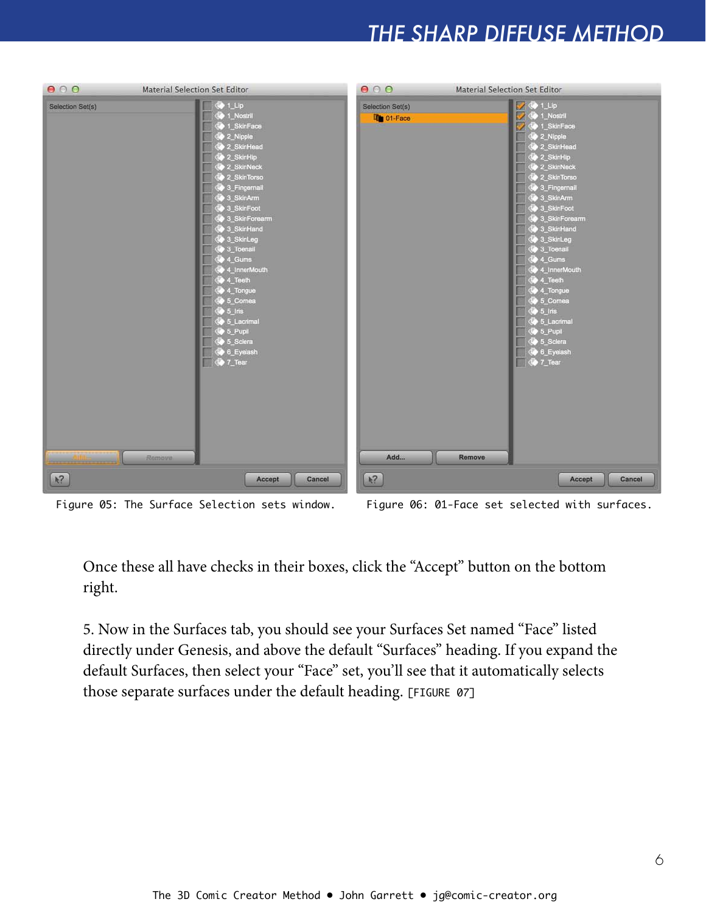Figure 05: The Surface Selection sets window.

Figure 06: 01-Face set selected with surfaces.

Once these all have checks in their boxes, click the "Accept" button on the bottom right.

5. Now in the Surfaces tab, you should see your Surfaces Set named "Face" listed directly under Genesis, and above the default "Surfaces" heading. If you expand the default Surfaces, then select your "Face" set, you'll see that it automatically selects those separate surfaces under the default heading. [FIGURE 07]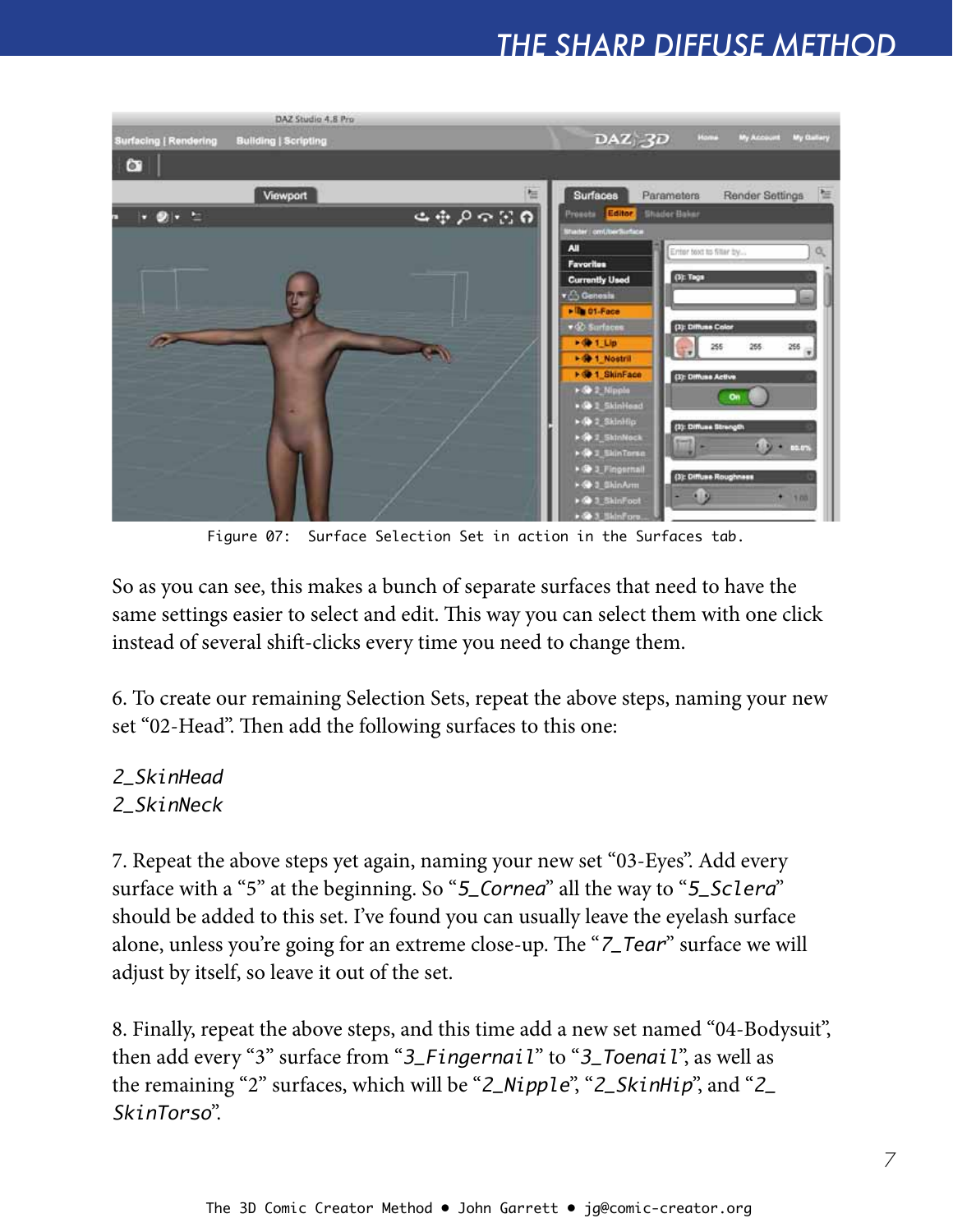Figure 07: Surface Selection Set in action in the Surfaces tab.

So as you can see, this makes a bunch of separate surfaces that need to have the same settings easier to select and edit. This way you can select them with one click instead of several shift-clicks every time you need to change them.

6. To create our remaining Selection Sets, repeat the above steps, naming your new set "02-Head". Then add the following surfaces to this one:

*2_SkinHead*
*2_SkinNeck*

7. Repeat the above steps yet again, naming your new set "03-Eyes". Add every surface with a "5" at the beginning. So "*5_Cornea*" all the way to "*5_Sclera*" should be added to this set. I've found you can usually leave the eyelash surface alone, unless you're going for an extreme close-up. The "*7_Tear*" surface we will adjust by itself, so leave it out of the set.

8. Finally, repeat the above steps, and this time add a new set named "04-Bodysuit", then add every "3" surface from "*3_Fingernail*" to "*3_Toenail*", as well as the remaining "2" surfaces, which will be "*2_Nipple*", "*2_SkinHip*", and "*2_SkinTorso*".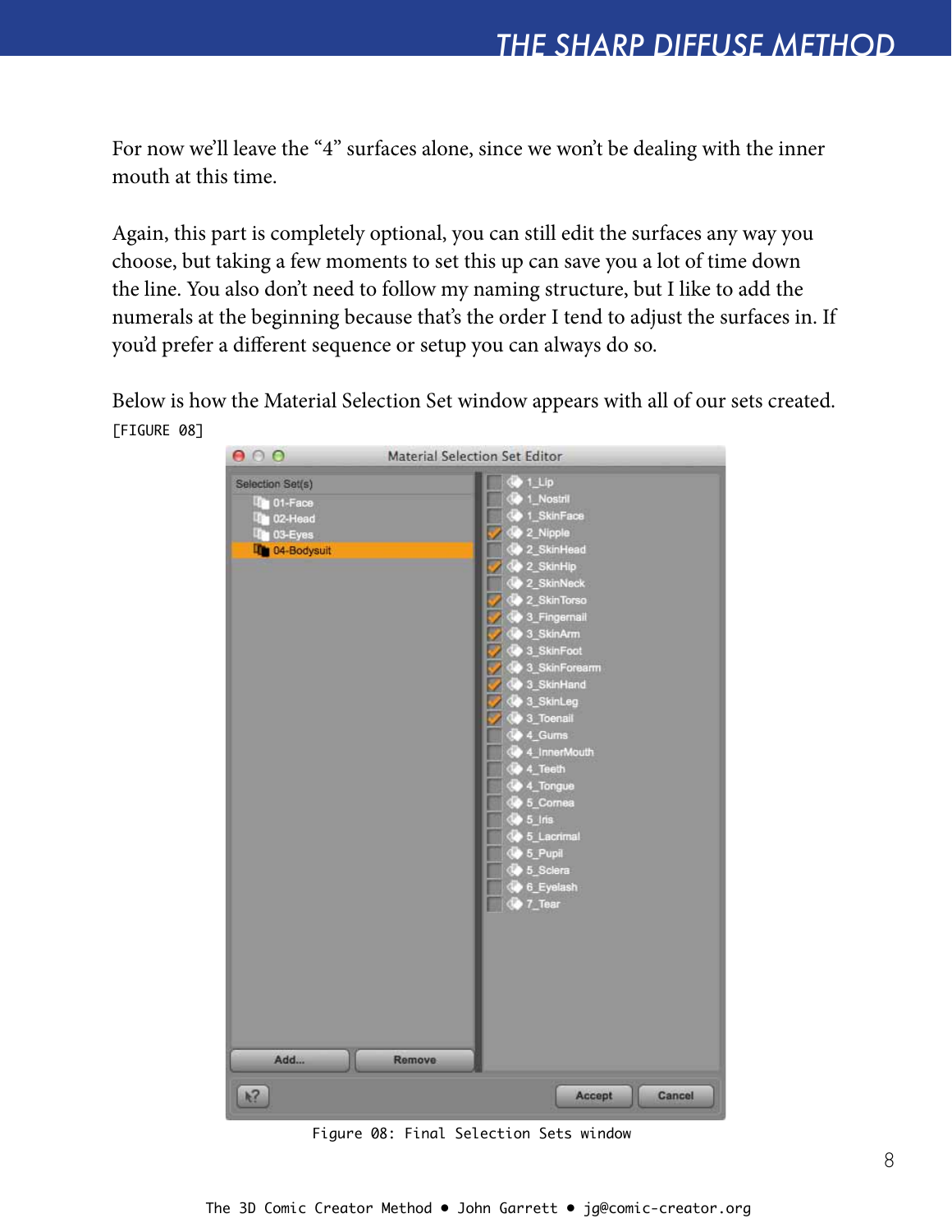For now we'll leave the "4" surfaces alone, since we won't be dealing with the inner mouth at this time.

Again, this part is completely optional, you can still edit the surfaces any way you choose, but taking a few moments to set this up can save you a lot of time down the line. You also don't need to follow my naming structure, but I like to add the numerals at the beginning because that's the order I tend to adjust the surfaces in. If you'd prefer a different sequence or setup you can always do so.

Below is how the Material Selection Set window appears with all of our sets created. [FIGURE 08]

Figure 08: Final Selection Sets window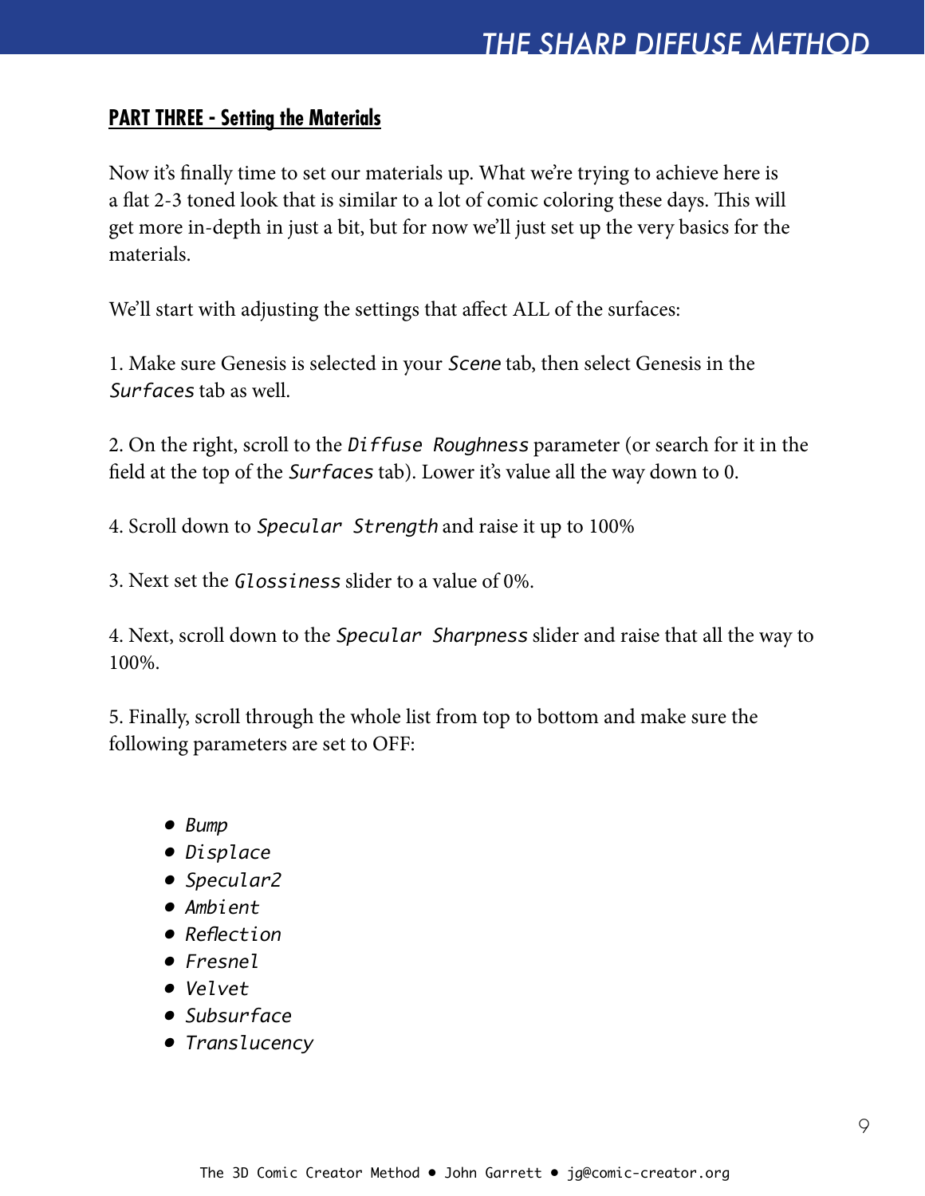## PART THREE - Setting the Materials

Now it's finally time to set our materials up. What we're trying to achieve here is a flat 2-3 toned look that is similar to a lot of comic coloring these days. This will get more in-depth in just a bit, but for now we'll just set up the very basics for the materials.

We'll start with adjusting the settings that affect ALL of the surfaces:

1. Make sure Genesis is selected in your *Scene* tab, then select Genesis in the *Surfaces* tab as well.

2. On the right, scroll to the *Diffuse Roughness* parameter (or search for it in the field at the top of the *Surfaces* tab). Lower it's value all the way down to 0.

4. Scroll down to *Specular Strength* and raise it up to 100%

3. Next set the *Glossiness* slider to a value of 0%.

4. Next, scroll down to the *Specular Sharpness* slider and raise that all the way to 100%.

5. Finally, scroll through the whole list from top to bottom and make sure the following parameters are set to OFF:

- *Bump*
- *Displace*
- *Specular2*
- *Ambient*
- *Reflection*
- *Fresnel*
- *Velvet*
- *Subsurface*
- *Translucency*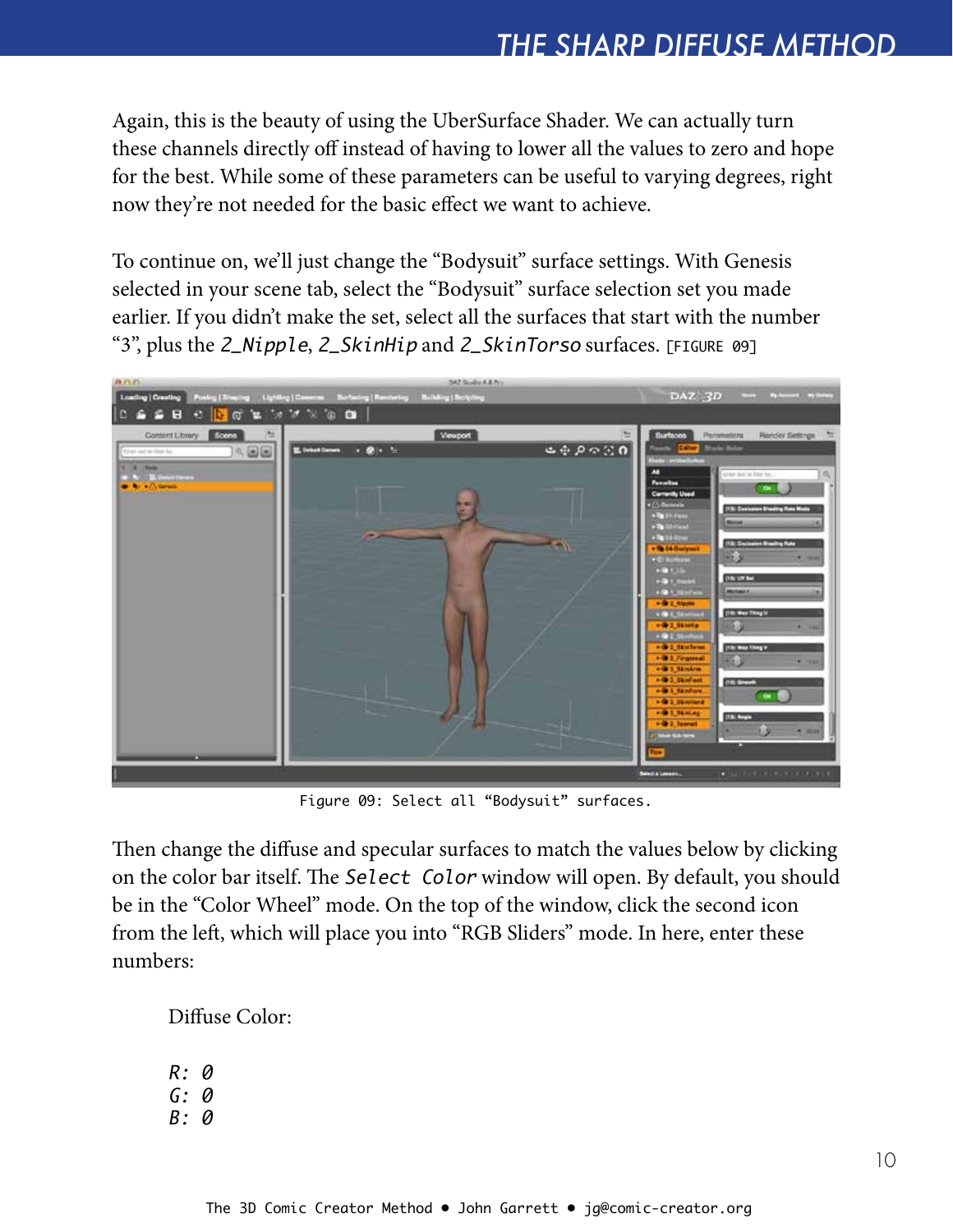Again, this is the beauty of using the UberSurface Shader. We can actually turn these channels directly off instead of having to lower all the values to zero and hope for the best. While some of these parameters can be useful to varying degrees, right now they're not needed for the basic effect we want to achieve.

To continue on, we'll just change the "Bodysuit" surface settings. With Genesis selected in your scene tab, select the "Bodysuit" surface selection set you made earlier. If you didn't make the set, select all the surfaces that start with the number "3", plus the `2_Nipple`, `2_SkinHip` and `2_SkinTorso` surfaces. [FIGURE 09]

Figure 09: Select all "Bodysuit" surfaces.

Then change the diffuse and specular surfaces to match the values below by clicking on the color bar itself. The `Select Color` window will open. By default, you should be in the "Color Wheel" mode. On the top of the window, click the second icon from the left, which will place you into "RGB Sliders" mode. In here, enter these numbers:

Diffuse Color:

*R: 0*
*G: 0*
*B: 0*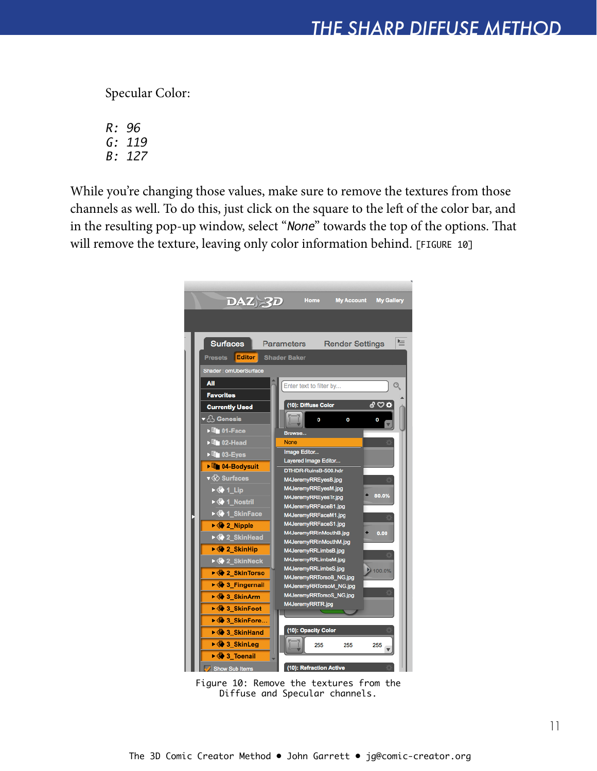Specular Color:

*R: 96*
*G: 119*
*B: 127*

While you're changing those values, make sure to remove the textures from those channels as well. To do this, just click on the square to the left of the color bar, and in the resulting pop-up window, select "*None*" towards the top of the options. That will remove the texture, leaving only color information behind. [FIGURE 10]

Figure 10: Remove the textures from the Diffuse and Specular channels.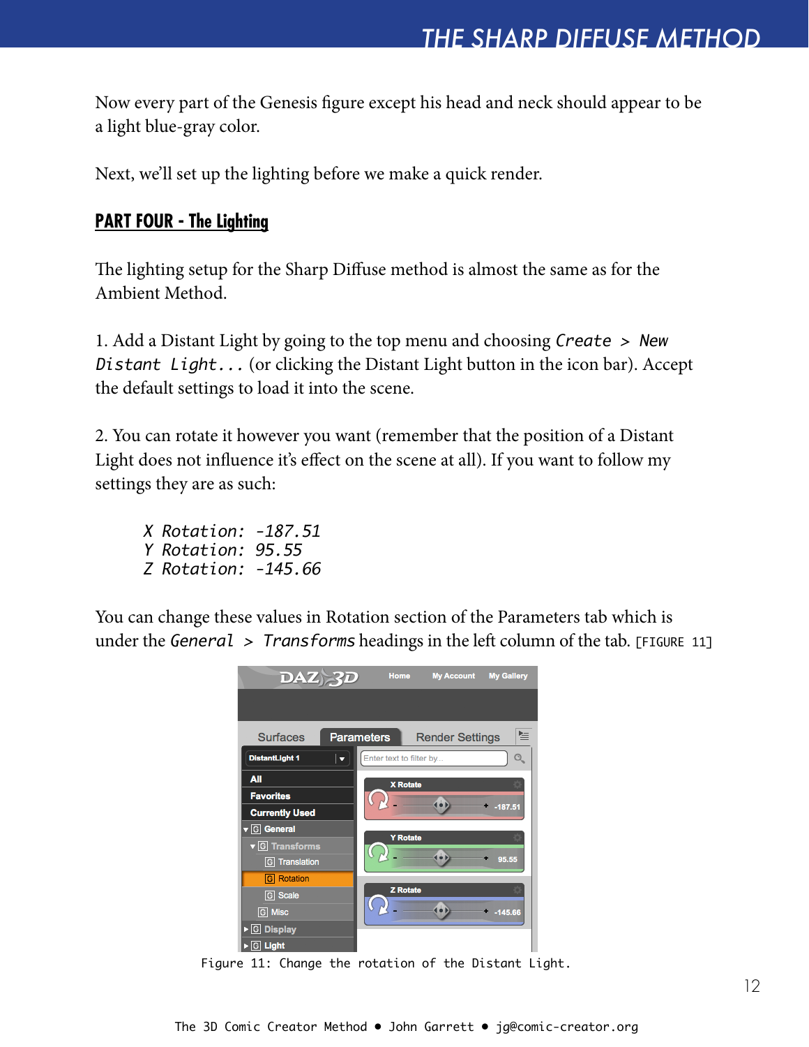Now every part of the Genesis figure except his head and neck should appear to be a light blue-gray color.

Next, we'll set up the lighting before we make a quick render.

## PART FOUR - The Lighting

The lighting setup for the Sharp Diffuse method is almost the same as for the Ambient Method.

1. Add a Distant Light by going to the top menu and choosing `Create > New Distant Light...` (or clicking the Distant Light button in the icon bar). Accept the default settings to load it into the scene.

2. You can rotate it however you want (remember that the position of a Distant Light does not influence it's effect on the scene at all). If you want to follow my settings they are as such:

> *X Rotation: -187.51*
> *Y Rotation: 95.55*
> *Z Rotation: -145.66*

You can change these values in Rotation section of the Parameters tab which is under the *General > Transforms* headings in the left column of the tab. [FIGURE 11]

Figure 11: Change the rotation of the Distant Light.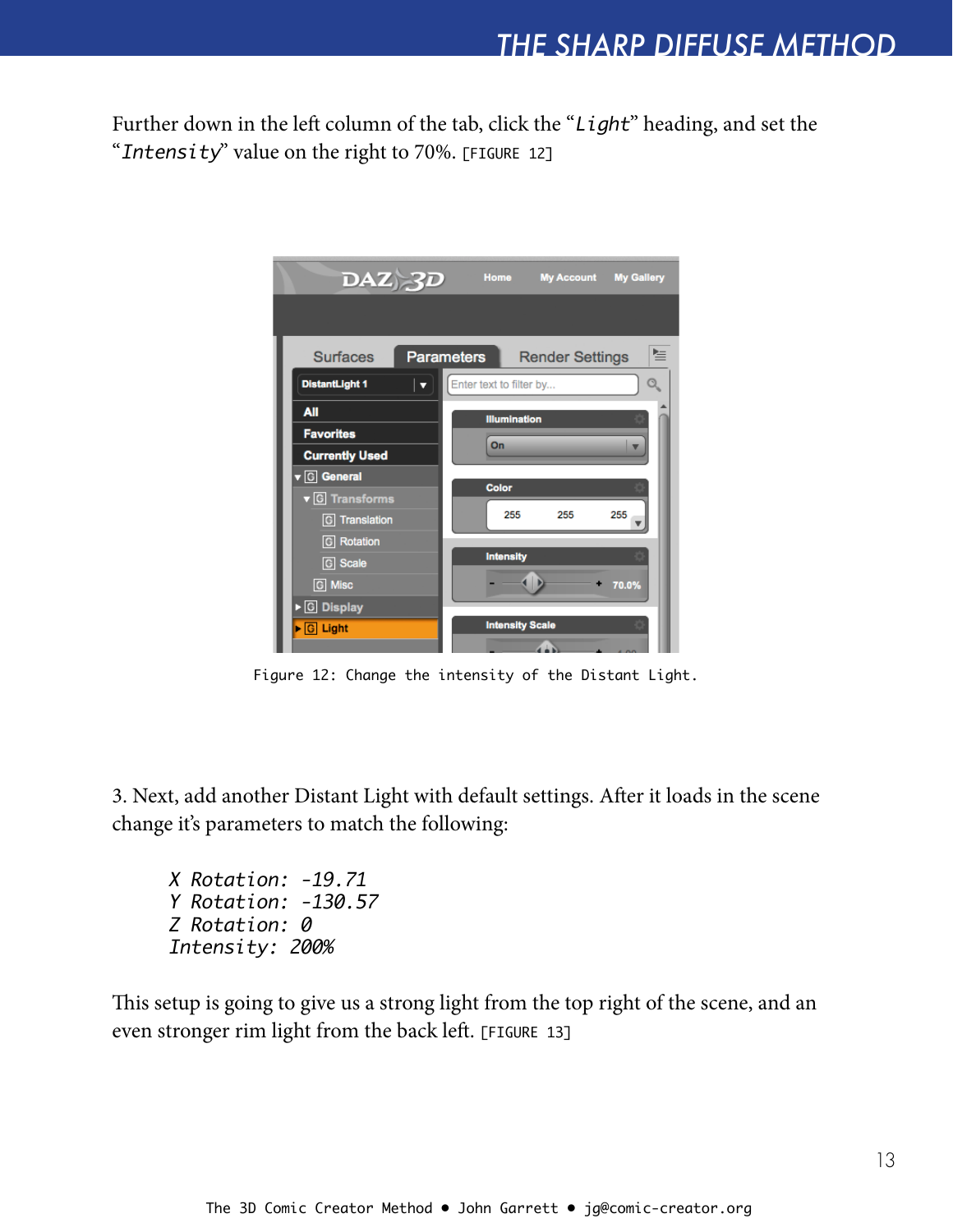Further down in the left column of the tab, click the "*Light*" heading, and set the "*Intensity*" value on the right to 70%. [FIGURE 12]

Figure 12: Change the intensity of the Distant Light.

3. Next, add another Distant Light with default settings. After it loads in the scene change it's parameters to match the following:

*X Rotation: -19.71*
*Y Rotation: -130.57*
*Z Rotation: 0*
*Intensity: 200%*

This setup is going to give us a strong light from the top right of the scene, and an even stronger rim light from the back left. [FIGURE 13]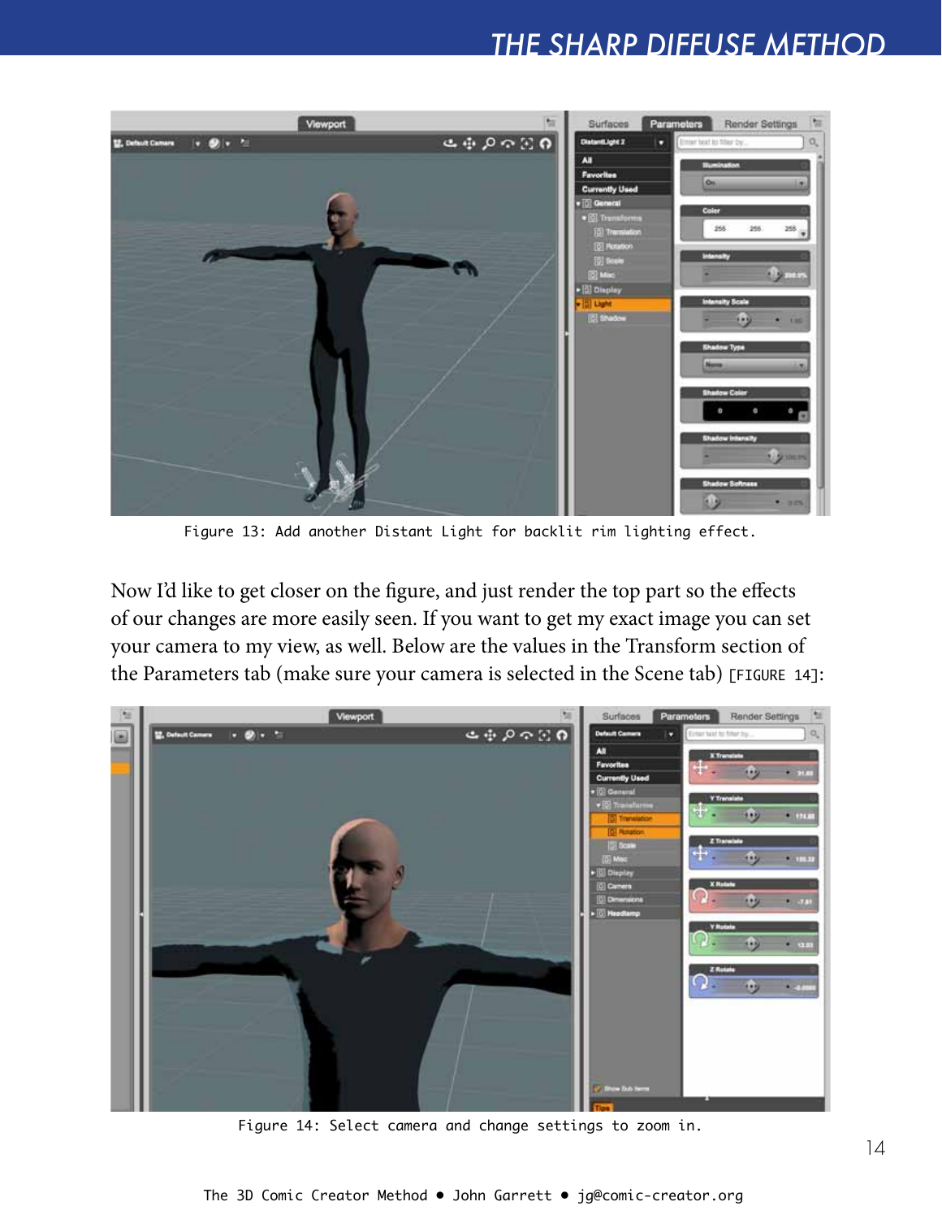Figure 13: Add another Distant Light for backlit rim lighting effect.

Now I'd like to get closer on the figure, and just render the top part so the effects of our changes are more easily seen. If you want to get my exact image you can set your camera to my view, as well. Below are the values in the Transform section of the Parameters tab (make sure your camera is selected in the Scene tab) [FIGURE 14]:

Figure 14: Select camera and change settings to zoom in.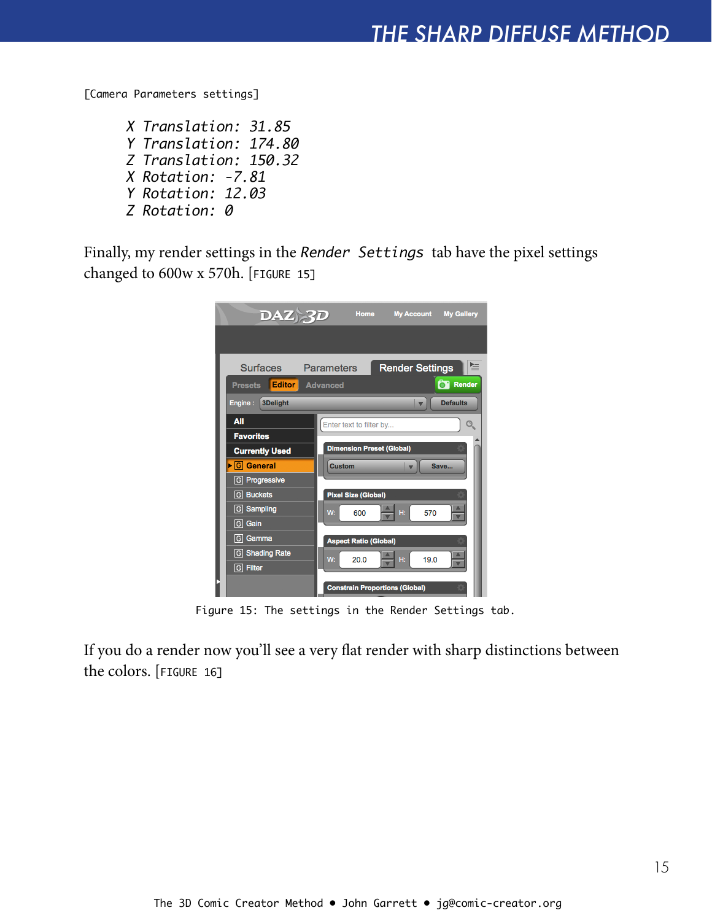[Camera Parameters settings]

*X Translation: 31.85*
*Y Translation: 174.80*
*Z Translation: 150.32*
*X Rotation: -7.81*
*Y Rotation: 12.03*
*Z Rotation: 0*

Finally, my render settings in the *Render Settings* tab have the pixel settings changed to 600w x 570h. [FIGURE 15]

Figure 15: The settings in the Render Settings tab.

If you do a render now you'll see a very flat render with sharp distinctions between the colors. [FIGURE 16]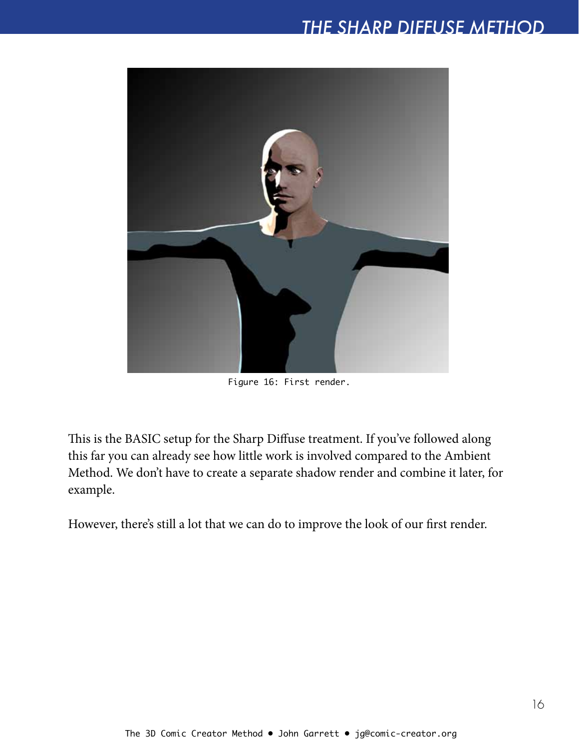Figure 16: First render.

This is the BASIC setup for the Sharp Diffuse treatment. If you've followed along this far you can already see how little work is involved compared to the Ambient Method. We don't have to create a separate shadow render and combine it later, for example.

However, there's still a lot that we can do to improve the look of our first render.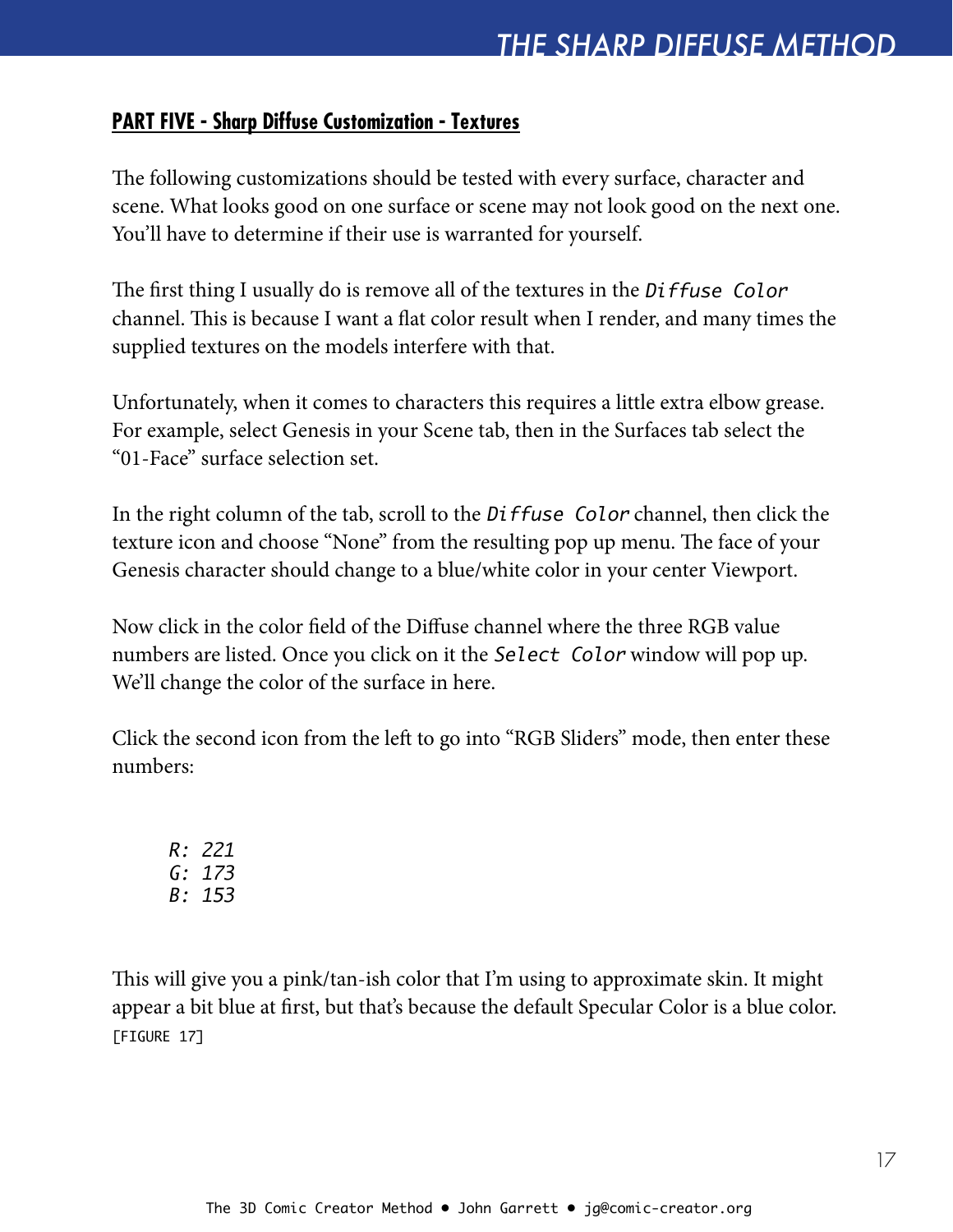## PART FIVE - Sharp Diffuse Customization - Textures

The following customizations should be tested with every surface, character and scene. What looks good on one surface or scene may not look good on the next one. You'll have to determine if their use is warranted for yourself.

The first thing I usually do is remove all of the textures in the *Diffuse Color* channel. This is because I want a flat color result when I render, and many times the supplied textures on the models interfere with that.

Unfortunately, when it comes to characters this requires a little extra elbow grease. For example, select Genesis in your Scene tab, then in the Surfaces tab select the "01-Face" surface selection set.

In the right column of the tab, scroll to the *Diffuse Color* channel, then click the texture icon and choose "None" from the resulting pop up menu. The face of your Genesis character should change to a blue/white color in your center Viewport.

Now click in the color field of the Diffuse channel where the three RGB value numbers are listed. Once you click on it the *Select Color* window will pop up. We'll change the color of the surface in here.

Click the second icon from the left to go into "RGB Sliders" mode, then enter these numbers:

*R: 221*
*G: 173*
*B: 153*

This will give you a pink/tan-ish color that I'm using to approximate skin. It might appear a bit blue at first, but that's because the default Specular Color is a blue color. [FIGURE 17]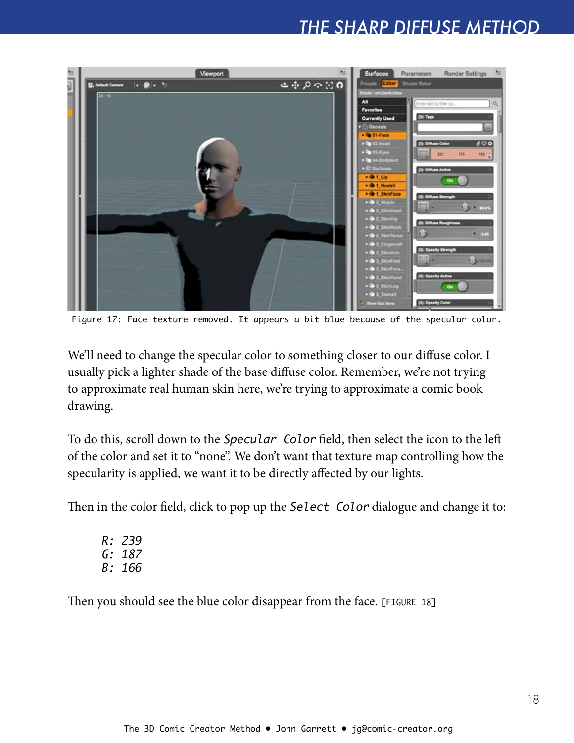Figure 17: Face texture removed. It appears a bit blue because of the specular color.

We'll need to change the specular color to something closer to our diffuse color. I usually pick a lighter shade of the base diffuse color. Remember, we're not trying to approximate real human skin here, we're trying to approximate a comic book drawing.

To do this, scroll down to the `Specular Color` field, then select the icon to the left of the color and set it to "none". We don't want that texture map controlling how the specularity is applied, we want it to be directly affected by our lights.

Then in the color field, click to pop up the `Select Color` dialogue and change it to:

*R: 239*
*G: 187*
*B: 166*

Then you should see the blue color disappear from the face. [FIGURE 18]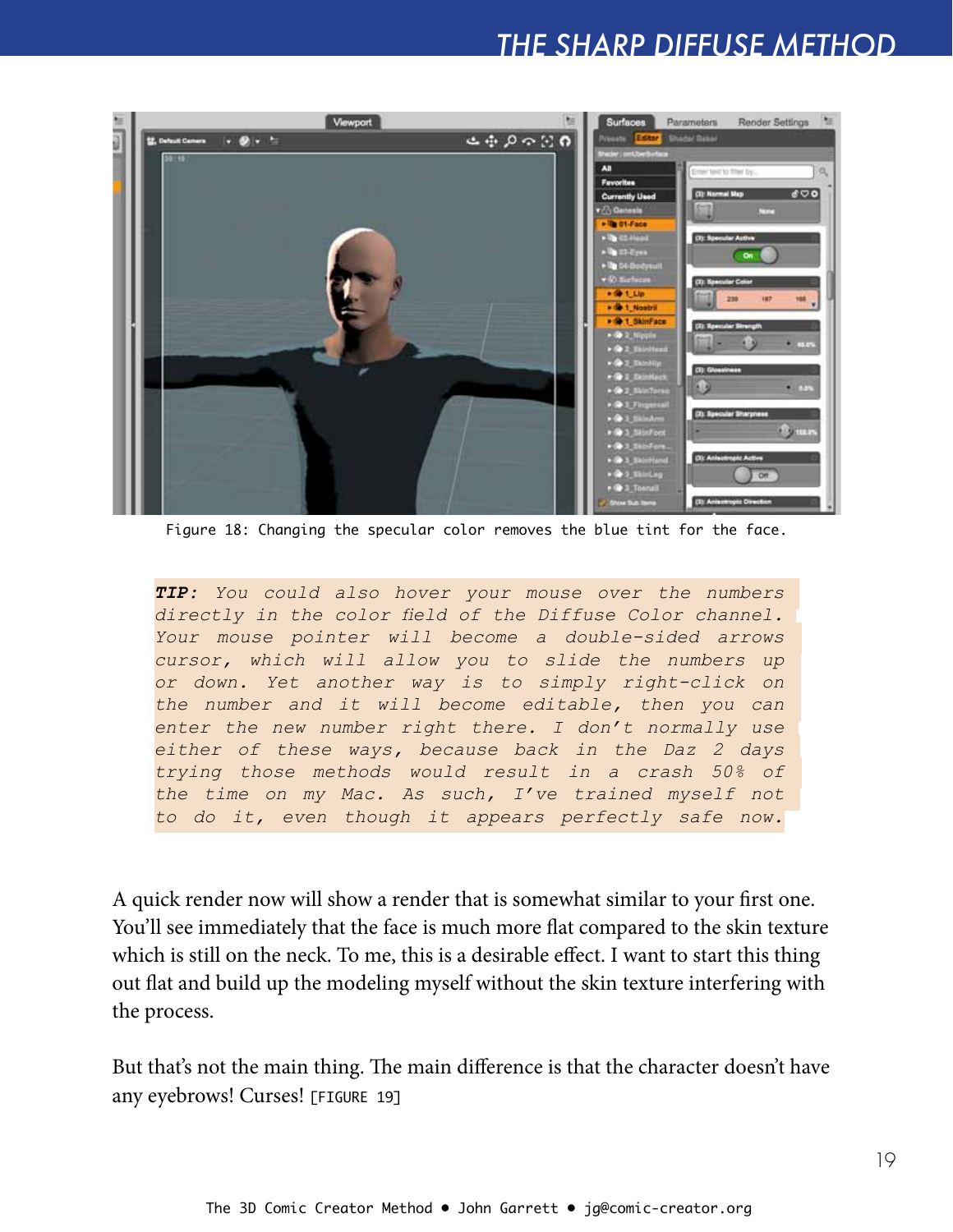Figure 18: Changing the specular color removes the blue tint for the face.

> ***TIP:*** *You could also hover your mouse over the numbers directly in the color field of the Diffuse Color channel. Your mouse pointer will become a double-sided arrows cursor, which will allow you to slide the numbers up or down. Yet another way is to simply right-click on the number and it will become editable, then you can enter the new number right there. I don't normally use either of these ways, because back in the Daz 2 days trying those methods would result in a crash 50% of the time on my Mac. As such, I've trained myself not to do it, even though it appears perfectly safe now.*

A quick render now will show a render that is somewhat similar to your first one. You'll see immediately that the face is much more flat compared to the skin texture which is still on the neck. To me, this is a desirable effect. I want to start this thing out flat and build up the modeling myself without the skin texture interfering with the process.

But that's not the main thing. The main difference is that the character doesn't have any eyebrows! Curses! [FIGURE 19]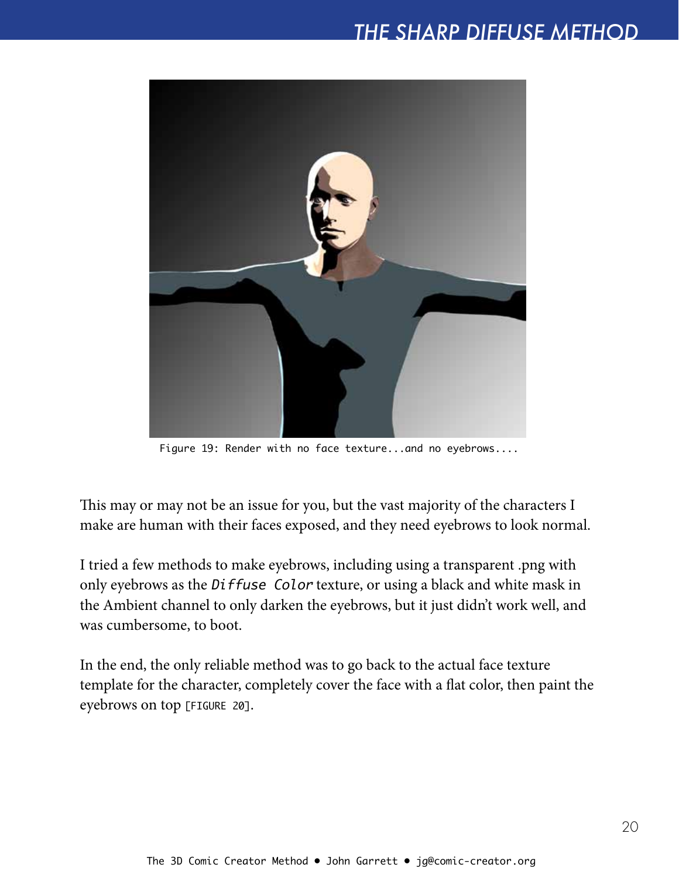Figure 19: Render with no face texture...and no eyebrows....

This may or may not be an issue for you, but the vast majority of the characters I make are human with their faces exposed, and they need eyebrows to look normal.

I tried a few methods to make eyebrows, including using a transparent .png with only eyebrows as the *Diffuse Color* texture, or using a black and white mask in the Ambient channel to only darken the eyebrows, but it just didn't work well, and was cumbersome, to boot.

In the end, the only reliable method was to go back to the actual face texture template for the character, completely cover the face with a flat color, then paint the eyebrows on top [FIGURE 20].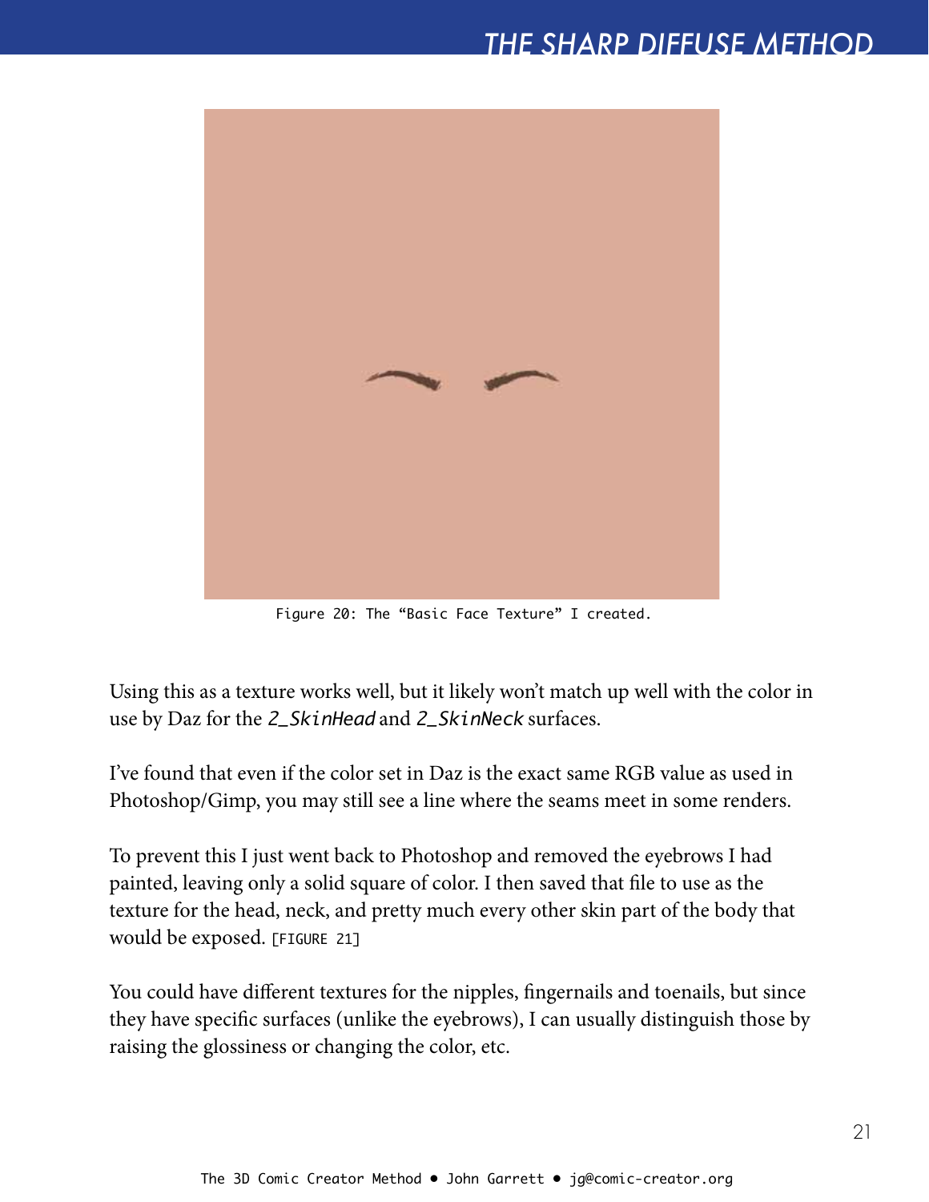Figure 20: The “Basic Face Texture” I created.

Using this as a texture works well, but it likely won’t match up well with the color in use by Daz for the *2_SkinHead* and *2_SkinNeck* surfaces.

I’ve found that even if the color set in Daz is the exact same RGB value as used in Photoshop/Gimp, you may still see a line where the seams meet in some renders.

To prevent this I just went back to Photoshop and removed the eyebrows I had painted, leaving only a solid square of color. I then saved that file to use as the texture for the head, neck, and pretty much every other skin part of the body that would be exposed. [FIGURE 21]

You could have different textures for the nipples, fingernails and toenails, but since they have specific surfaces (unlike the eyebrows), I can usually distinguish those by raising the glossiness or changing the color, etc.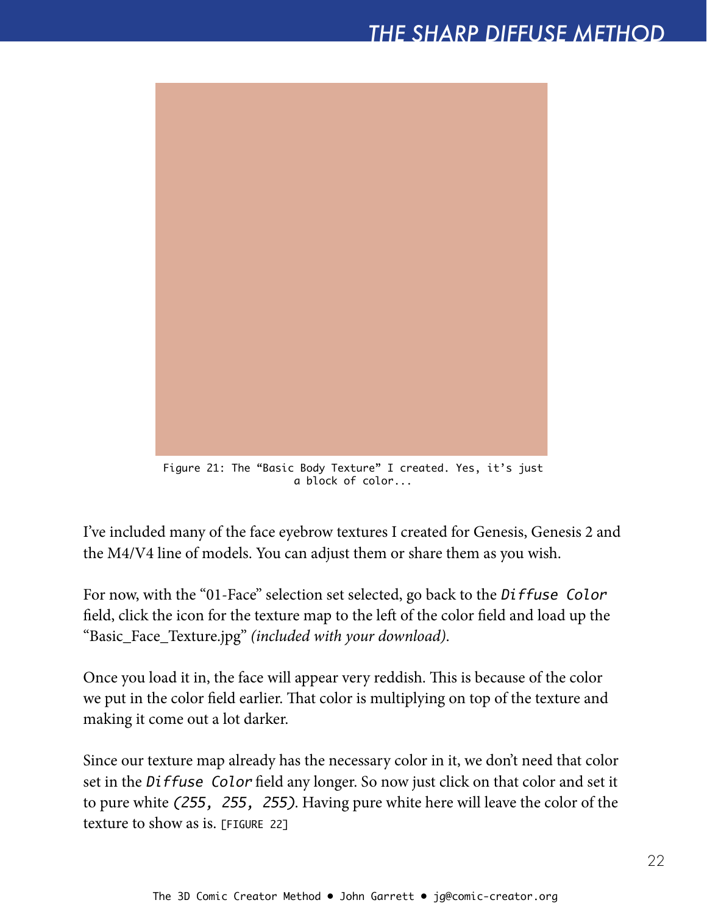Figure 21: The "Basic Body Texture" I created. Yes, it's just a block of color...

I've included many of the face eyebrow textures I created for Genesis, Genesis 2 and the M4/V4 line of models. You can adjust them or share them as you wish.

For now, with the "01-Face" selection set selected, go back to the `Diffuse Color` field, click the icon for the texture map to the left of the color field and load up the "Basic_Face_Texture.jpg" *(included with your download)*.

Once you load it in, the face will appear very reddish. This is because of the color we put in the color field earlier. That color is multiplying on top of the texture and making it come out a lot darker.

Since our texture map already has the necessary color in it, we don't need that color set in the `Diffuse Color` field any longer. So now just click on that color and set it to pure white *(255, 255, 255)*. Having pure white here will leave the color of the texture to show as is. [FIGURE 22]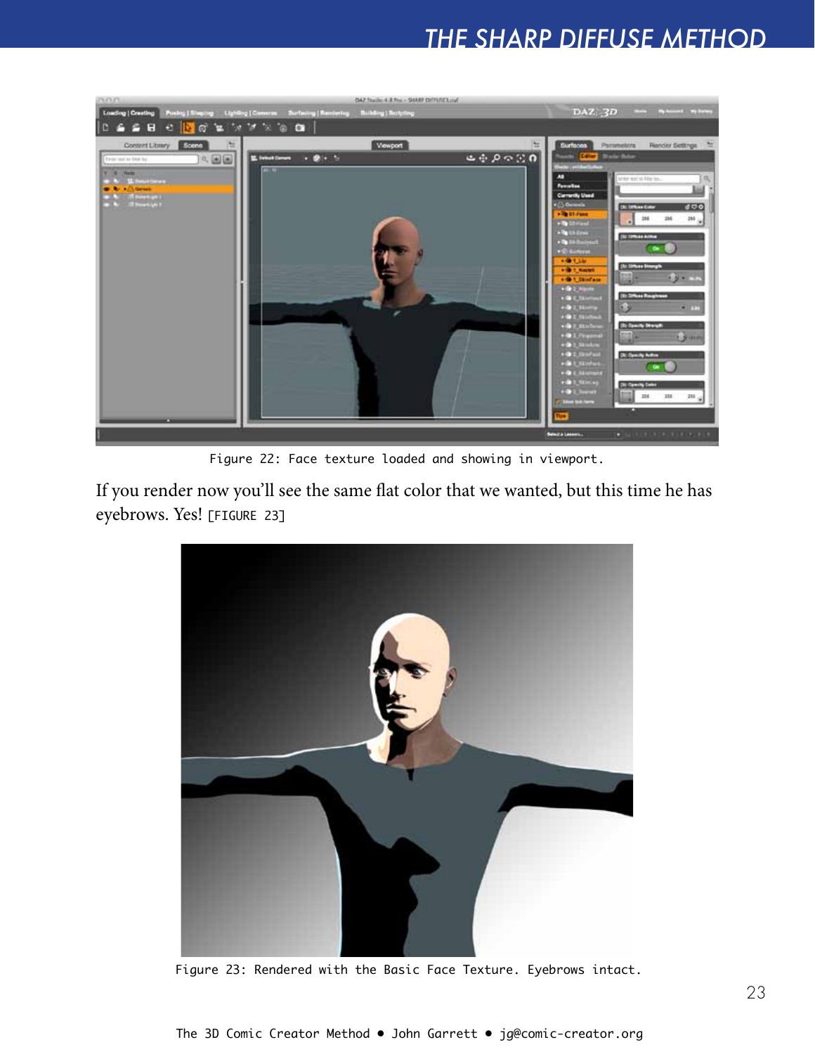Figure 22: Face texture loaded and showing in viewport.

If you render now you'll see the same flat color that we wanted, but this time he has eyebrows. Yes! [FIGURE 23]

Figure 23: Rendered with the Basic Face Texture. Eyebrows intact.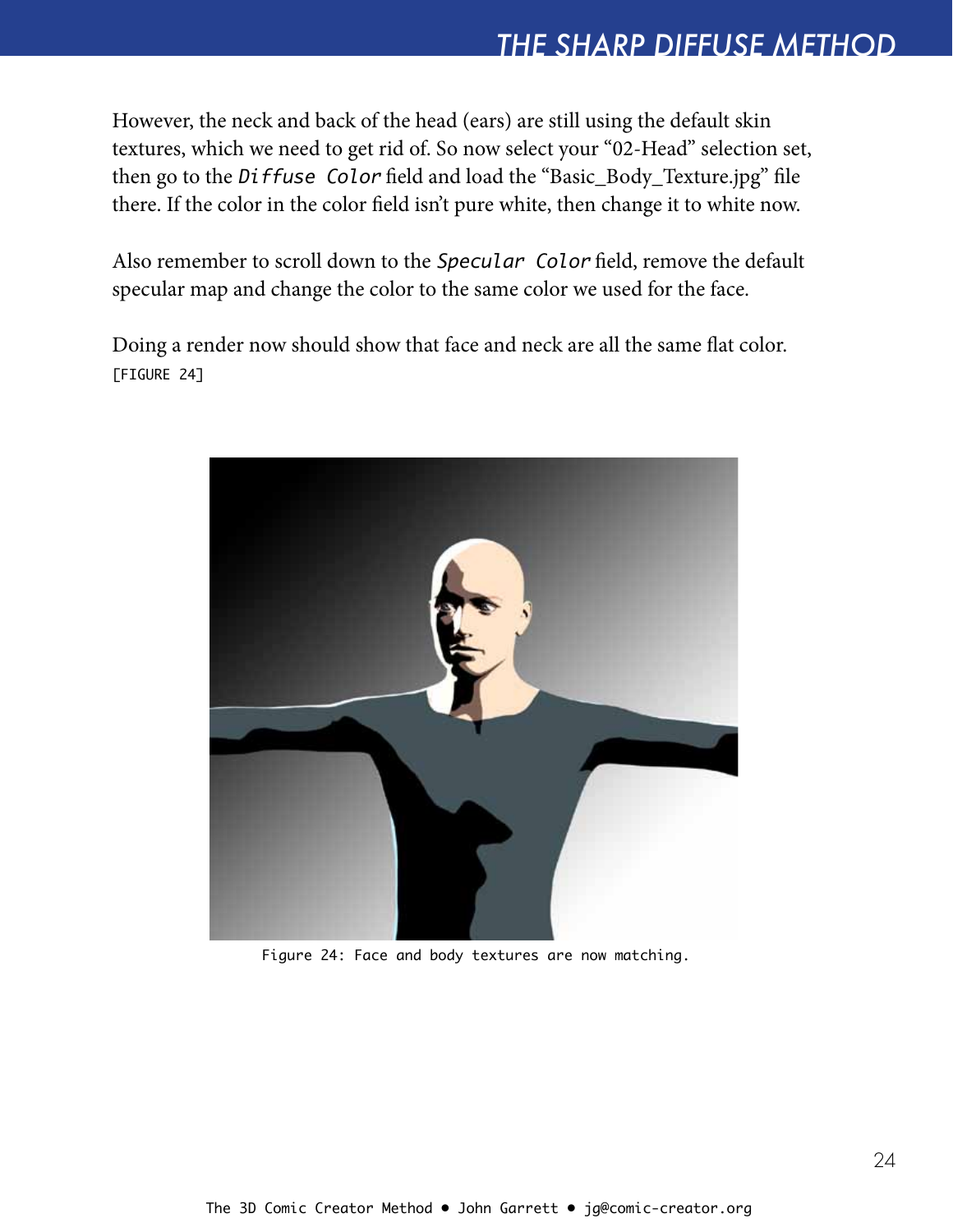However, the neck and back of the head (ears) are still using the default skin textures, which we need to get rid of. So now select your “02-Head” selection set, then go to the `Diffuse Color` field and load the “Basic_Body_Texture.jpg” file there. If the color in the color field isn’t pure white, then change it to white now.

Also remember to scroll down to the `Specular Color` field, remove the default specular map and change the color to the same color we used for the face.

Doing a render now should show that face and neck are all the same flat color. [FIGURE 24]

Figure 24: Face and body textures are now matching.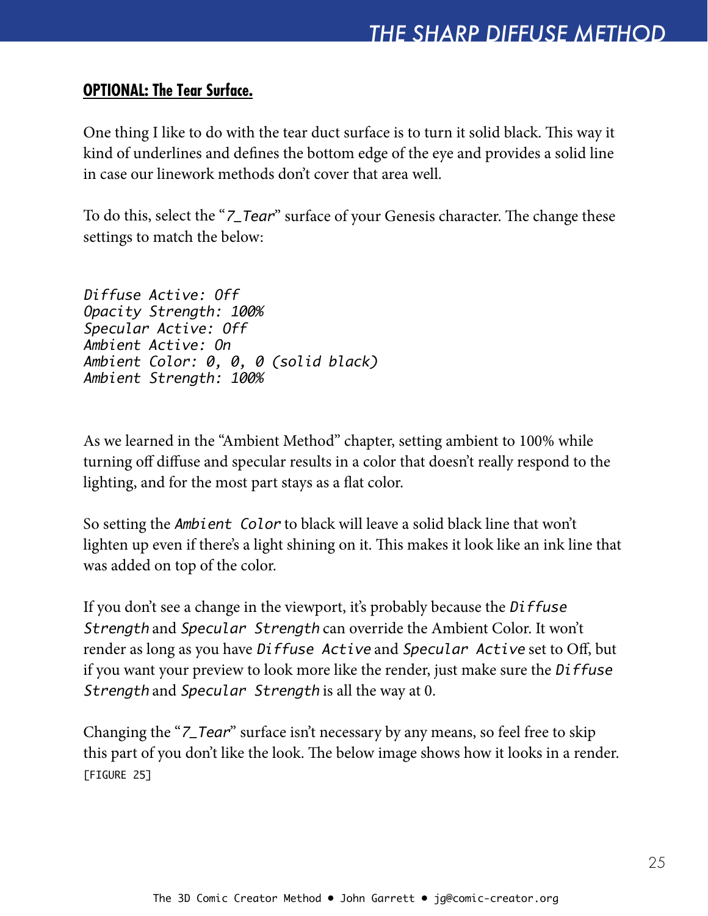**OPTIONAL: The Tear Surface.**

One thing I like to do with the tear duct surface is to turn it solid black. This way it kind of underlines and defines the bottom edge of the eye and provides a solid line in case our linework methods don't cover that area well.

To do this, select the "*7_Tear*" surface of your Genesis character. The change these settings to match the below:

```
Diffuse Active: Off
Opacity Strength: 100%
Specular Active: Off
Ambient Active: On
Ambient Color: 0, 0, 0 (solid black)
Ambient Strength: 100%
```

As we learned in the "Ambient Method" chapter, setting ambient to 100% while turning off diffuse and specular results in a color that doesn't really respond to the lighting, and for the most part stays as a flat color.

So setting the `Ambient Color` to black will leave a solid black line that won't lighten up even if there's a light shining on it. This makes it look like an ink line that was added on top of the color.

If you don't see a change in the viewport, it's probably because the `Diffuse Strength` and `Specular Strength` can override the Ambient Color. It won't render as long as you have `Diffuse Active` and `Specular Active` set to Off, but if you want your preview to look more like the render, just make sure the `Diffuse Strength` and `Specular Strength` is all the way at 0.

Changing the "*7_Tear*" surface isn't necessary by any means, so feel free to skip this part of you don't like the look. The below image shows how it looks in a render. [FIGURE 25]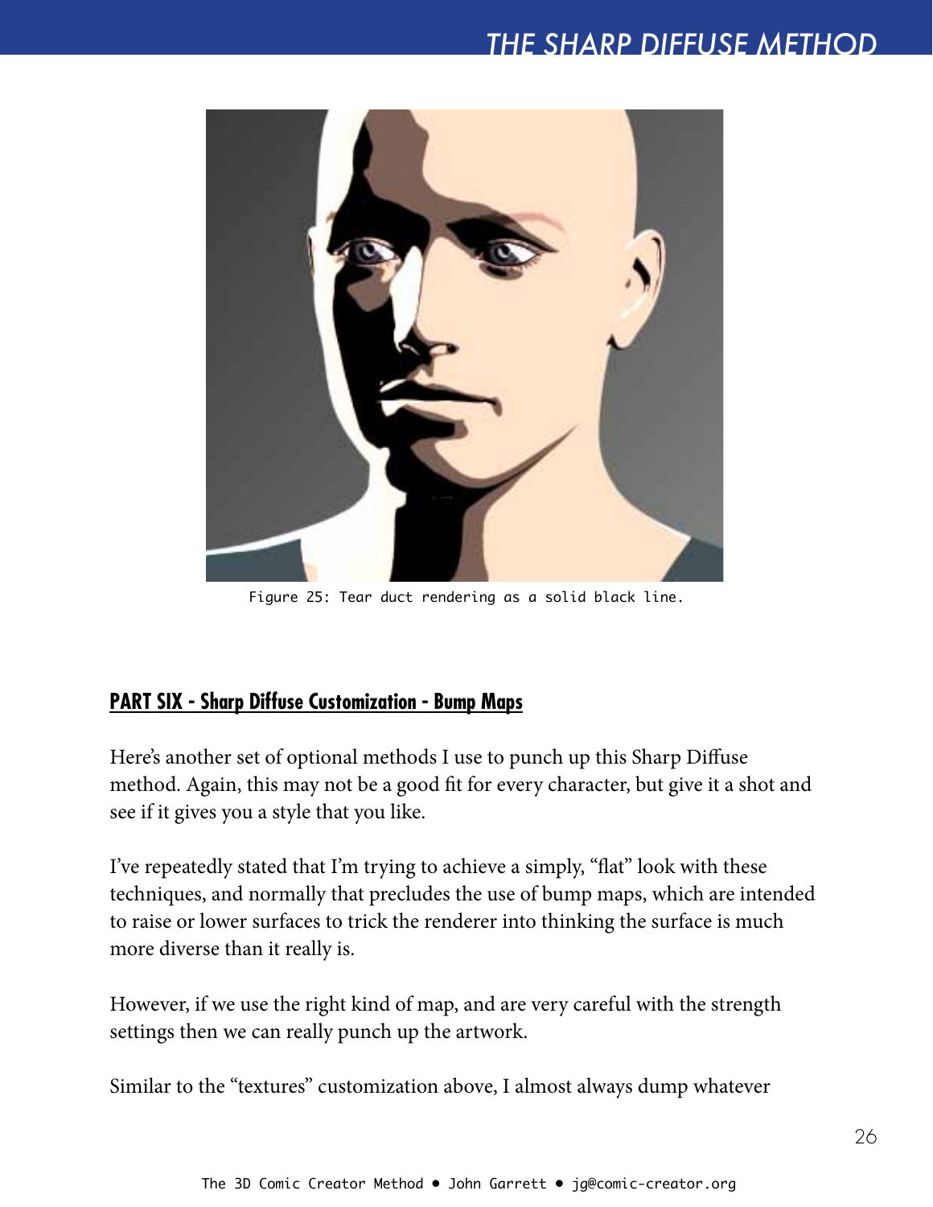Figure 25: Tear duct rendering as a solid black line.

## PART SIX - Sharp Diffuse Customization - Bump Maps

Here's another set of optional methods I use to punch up this Sharp Diffuse method. Again, this may not be a good fit for every character, but give it a shot and see if it gives you a style that you like.

I've repeatedly stated that I'm trying to achieve a simply, "flat" look with these techniques, and normally that precludes the use of bump maps, which are intended to raise or lower surfaces to trick the renderer into thinking the surface is much more diverse than it really is.

However, if we use the right kind of map, and are very careful with the strength settings then we can really punch up the artwork.

Similar to the "textures" customization above, I almost always dump whatever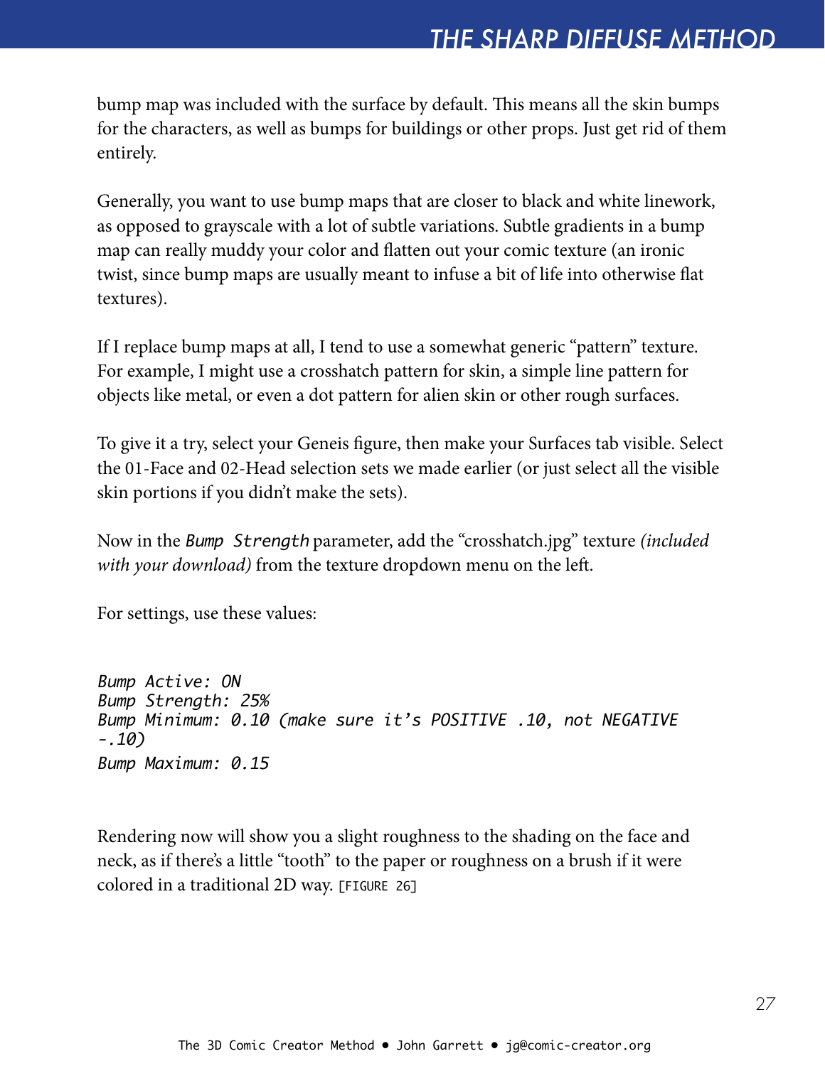bump map was included with the surface by default. This means all the skin bumps for the characters, as well as bumps for buildings or other props. Just get rid of them entirely.

Generally, you want to use bump maps that are closer to black and white linework, as opposed to grayscale with a lot of subtle variations. Subtle gradients in a bump map can really muddy your color and flatten out your comic texture (an ironic twist, since bump maps are usually meant to infuse a bit of life into otherwise flat textures).

If I replace bump maps at all, I tend to use a somewhat generic "pattern" texture. For example, I might use a crosshatch pattern for skin, a simple line pattern for objects like metal, or even a dot pattern for alien skin or other rough surfaces.

To give it a try, select your Geneis figure, then make your Surfaces tab visible. Select the 01-Face and 02-Head selection sets we made earlier (or just select all the visible skin portions if you didn't make the sets).

Now in the `Bump Strength` parameter, add the "crosshatch.jpg" texture *(included with your download)* from the texture dropdown menu on the left.

For settings, use these values:

```
Bump Active: ON
Bump Strength: 25%
Bump Minimum: 0.10 (make sure it's POSITIVE .10, not NEGATIVE -.10)
Bump Maximum: 0.15
```

Rendering now will show you a slight roughness to the shading on the face and neck, as if there's a little "tooth" to the paper or roughness on a brush if it were colored in a traditional 2D way. [FIGURE 26]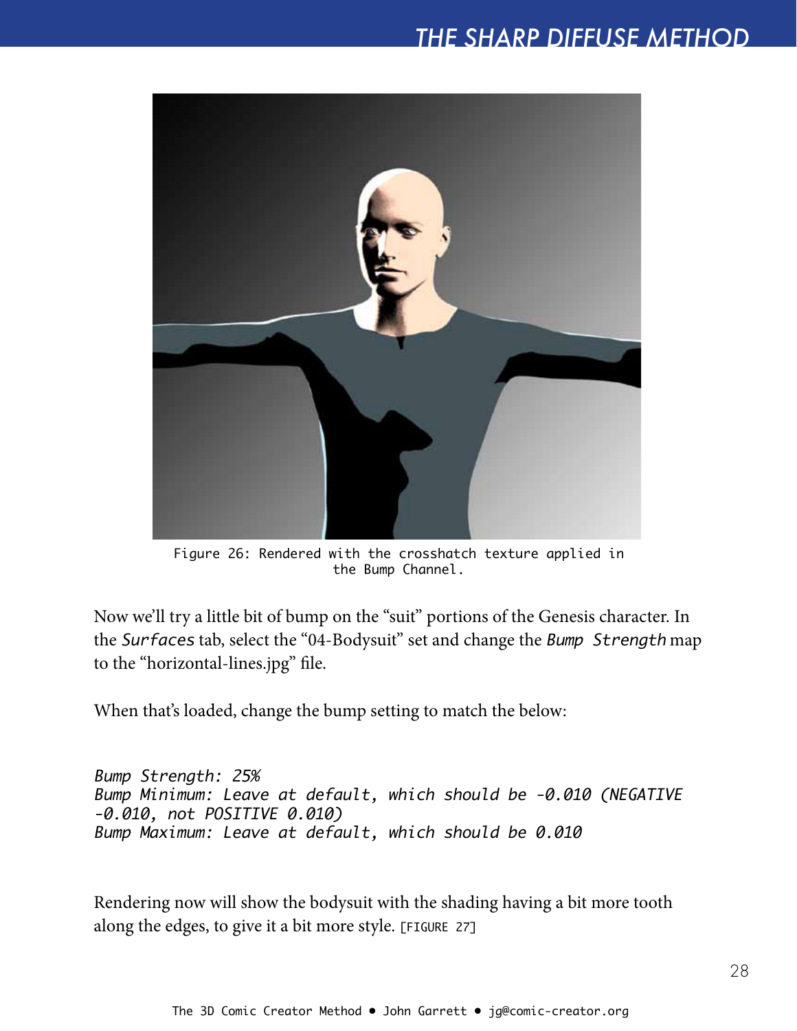Figure 26: Rendered with the crosshatch texture applied in the Bump Channel.

Now we'll try a little bit of bump on the "suit" portions of the Genesis character. In the *Surfaces* tab, select the "04-Bodysuit" set and change the *Bump Strength* map to the "horizontal-lines.jpg" file.

When that's loaded, change the bump setting to match the below:

*Bump Strength: 25%*
*Bump Minimum: Leave at default, which should be -0.010 (NEGATIVE -0.010, not POSITIVE 0.010)*
*Bump Maximum: Leave at default, which should be 0.010*

Rendering now will show the bodysuit with the shading having a bit more tooth along the edges, to give it a bit more style. [FIGURE 27]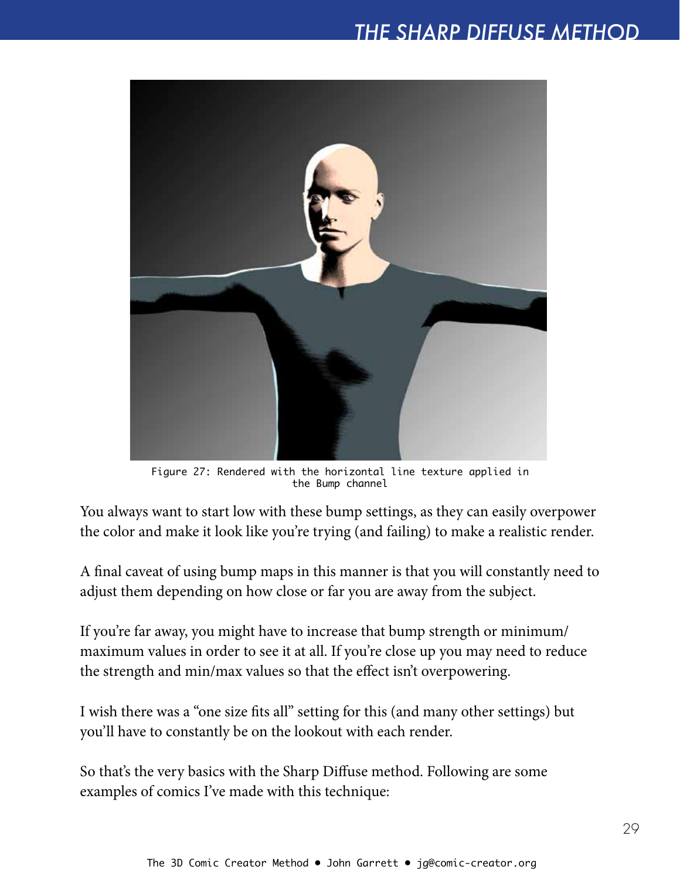Figure 27: Rendered with the horizontal line texture applied in the Bump channel

You always want to start low with these bump settings, as they can easily overpower the color and make it look like you're trying (and failing) to make a realistic render.

A final caveat of using bump maps in this manner is that you will constantly need to adjust them depending on how close or far you are away from the subject.

If you're far away, you might have to increase that bump strength or minimum/maximum values in order to see it at all. If you're close up you may need to reduce the strength and min/max values so that the effect isn't overpowering.

I wish there was a "one size fits all" setting for this (and many other settings) but you'll have to constantly be on the lookout with each render.

So that's the very basics with the Sharp Diffuse method. Following are some examples of comics I've made with this technique: